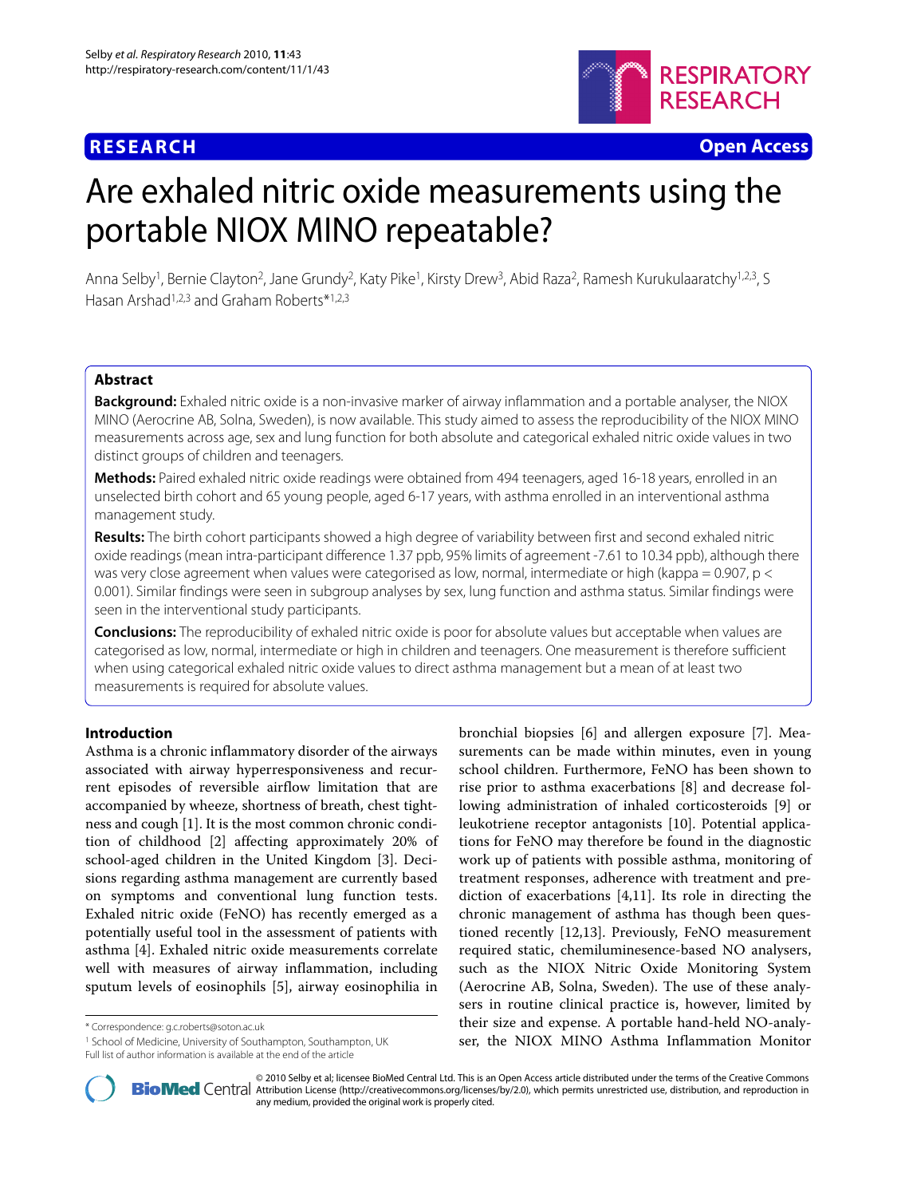**RESEARCH** **Open Access**

# Are exhaled nitric oxide measurements using the portable NIOX MINO repeatable?

Anna Selby[1], Bernie Clayton[2], Jane Grundy[2], Katy Pike[1], Kirsty Drew[3], Abid Raza[2], Ramesh Kurukulaaratchy[1,2,3], S Hasan Arshad[1,2,3] and Graham Roberts*[1,2,3]

## Abstract

**Background:** Exhaled nitric oxide is a non-invasive marker of airway inflammation and a portable analyser, the NIOX MINO (Aerocrine AB, Solna, Sweden), is now available. This study aimed to assess the reproducibility of the NIOX MINO measurements across age, sex and lung function for both absolute and categorical exhaled nitric oxide values in two distinct groups of children and teenagers.

**Methods:** Paired exhaled nitric oxide readings were obtained from 494 teenagers, aged 16-18 years, enrolled in an unselected birth cohort and 65 young people, aged 6-17 years, with asthma enrolled in an interventional asthma management study.

**Results:** The birth cohort participants showed a high degree of variability between first and second exhaled nitric oxide readings (mean intra-participant difference 1.37 ppb, 95% limits of agreement -7.61 to 10.34 ppb), although there was very close agreement when values were categorised as low, normal, intermediate or high (kappa = 0.907, $p < 0.001$). Similar findings were seen in subgroup analyses by sex, lung function and asthma status. Similar findings were seen in the interventional study participants.

**Conclusions:** The reproducibility of exhaled nitric oxide is poor for absolute values but acceptable when values are categorised as low, normal, intermediate or high in children and teenagers. One measurement is therefore sufficient when using categorical exhaled nitric oxide values to direct asthma management but a mean of at least two measurements is required for absolute values.

## Introduction

Asthma is a chronic inflammatory disorder of the airways associated with airway hyperresponsiveness and recurrent episodes of reversible airflow limitation that are accompanied by wheeze, shortness of breath, chest tightness and cough [1]. It is the most common chronic condition of childhood [2] affecting approximately 20% of school-aged children in the United Kingdom [3]. Decisions regarding asthma management are currently based on symptoms and conventional lung function tests. Exhaled nitric oxide (FeNO) has recently emerged as a potentially useful tool in the assessment of patients with asthma [4]. Exhaled nitric oxide measurements correlate well with measures of airway inflammation, including sputum levels of eosinophils [5], airway eosinophilia in bronchial biopsies [6] and allergen exposure [7]. Measurements can be made within minutes, even in young school children. Furthermore, FeNO has been shown to rise prior to asthma exacerbations [8] and decrease following administration of inhaled corticosteroids [9] or leukotriene receptor antagonists [10]. Potential applications for FeNO may therefore be found in the diagnostic work up of patients with possible asthma, monitoring of treatment responses, adherence with treatment and prediction of exacerbations [4,11]. Its role in directing the chronic management of asthma has though been questioned recently [12,13]. Previously, FeNO measurement required static, chemiluminesence-based NO analysers, such as the NIOX Nitric Oxide Monitoring System (Aerocrine AB, Solna, Sweden). The use of these analysers in routine clinical practice is, however, limited by their size and expense. A portable hand-held NO-analyser, the NIOX MINO Asthma Inflammation Monitor

\* Correspondence: g.c.roberts@soton.ac.uk

[1] School of Medicine, University of Southampton, Southampton, UK

Full list of author information is available at the end of the article

© 2010 Selby et al; licensee BioMed Central Ltd. This is an Open Access article distributed under the terms of the Creative Commons Attribution License (http://creativecommons.org/licenses/by/2.0), which permits unrestricted use, distribution, and reproduction in any medium, provided the original work is properly cited.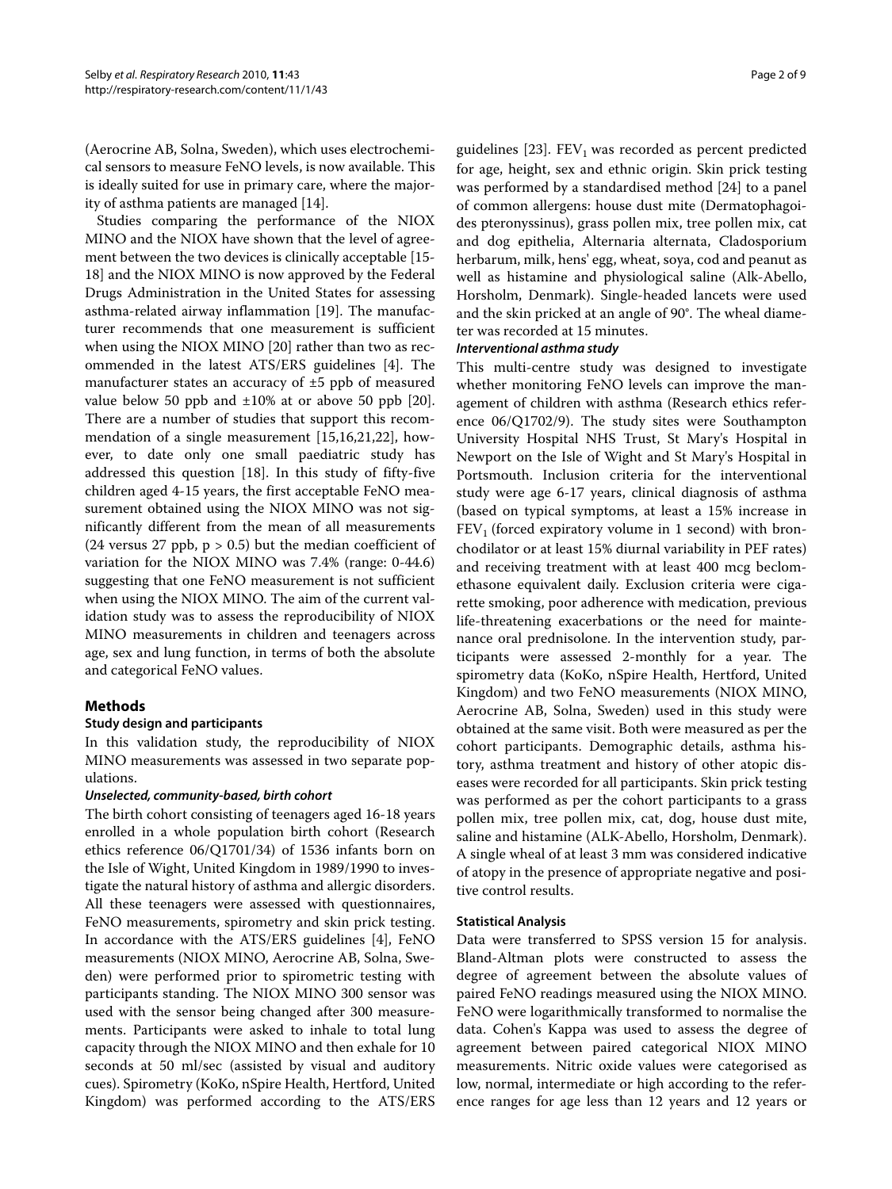(Aerocrine AB, Solna, Sweden), which uses electrochemical sensors to measure FeNO levels, is now available. This is ideally suited for use in primary care, where the majority of asthma patients are managed [14].

Studies comparing the performance of the NIOX MINO and the NIOX have shown that the level of agreement between the two devices is clinically acceptable [15-18] and the NIOX MINO is now approved by the Federal Drugs Administration in the United States for assessing asthma-related airway inflammation [19]. The manufacturer recommends that one measurement is sufficient when using the NIOX MINO [20] rather than two as recommended in the latest ATS/ERS guidelines [4]. The manufacturer states an accuracy of ±5 ppb of measured value below 50 ppb and ±10% at or above 50 ppb [20]. There are a number of studies that support this recommendation of a single measurement [15,16,21,22], however, to date only one small paediatric study has addressed this question [18]. In this study of fifty-five children aged 4-15 years, the first acceptable FeNO measurement obtained using the NIOX MINO was not significantly different from the mean of all measurements (24 versus 27 ppb, $p > 0.5$) but the median coefficient of variation for the NIOX MINO was 7.4% (range: 0-44.6) suggesting that one FeNO measurement is not sufficient when using the NIOX MINO. The aim of the current validation study was to assess the reproducibility of NIOX MINO measurements in children and teenagers across age, sex and lung function, in terms of both the absolute and categorical FeNO values.

## Methods

### Study design and participants

In this validation study, the reproducibility of NIOX MINO measurements was assessed in two separate populations.

#### *Unselected, community-based, birth cohort*

The birth cohort consisting of teenagers aged 16-18 years enrolled in a whole population birth cohort (Research ethics reference 06/Q1701/34) of 1536 infants born on the Isle of Wight, United Kingdom in 1989/1990 to investigate the natural history of asthma and allergic disorders. All these teenagers were assessed with questionnaires, FeNO measurements, spirometry and skin prick testing. In accordance with the ATS/ERS guidelines [4], FeNO measurements (NIOX MINO, Aerocrine AB, Solna, Sweden) were performed prior to spirometric testing with participants standing. The NIOX MINO 300 sensor was used with the sensor being changed after 300 measurements. Participants were asked to inhale to total lung capacity through the NIOX MINO and then exhale for 10 seconds at 50 ml/sec (assisted by visual and auditory cues). Spirometry (KoKo, nSpire Health, Hertford, United Kingdom) was performed according to the ATS/ERS guidelines [23]. $FEV_1$ was recorded as percent predicted for age, height, sex and ethnic origin. Skin prick testing was performed by a standardised method [24] to a panel of common allergens: house dust mite (Dermatophagoides pteronyssinus), grass pollen mix, tree pollen mix, cat and dog epithelia, Alternaria alternata, Cladosporium herbarum, milk, hens' egg, wheat, soya, cod and peanut as well as histamine and physiological saline (Alk-Abello, Horsholm, Denmark). Single-headed lancets were used and the skin pricked at an angle of 90°. The wheal diameter was recorded at 15 minutes.

#### *Interventional asthma study*

This multi-centre study was designed to investigate whether monitoring FeNO levels can improve the management of children with asthma (Research ethics reference 06/Q1702/9). The study sites were Southampton University Hospital NHS Trust, St Mary's Hospital in Newport on the Isle of Wight and St Mary's Hospital in Portsmouth. Inclusion criteria for the interventional study were age 6-17 years, clinical diagnosis of asthma (based on typical symptoms, at least a 15% increase in $FEV_1$ (forced expiratory volume in 1 second) with bronchodilator or at least 15% diurnal variability in PEF rates) and receiving treatment with at least 400 mcg beclomethasone equivalent daily. Exclusion criteria were cigarette smoking, poor adherence with medication, previous life-threatening exacerbations or the need for maintenance oral prednisolone. In the intervention study, participants were assessed 2-monthly for a year. The spirometry data (KoKo, nSpire Health, Hertford, United Kingdom) and two FeNO measurements (NIOX MINO, Aerocrine AB, Solna, Sweden) used in this study were obtained at the same visit. Both were measured as per the cohort participants. Demographic details, asthma history, asthma treatment and history of other atopic diseases were recorded for all participants. Skin prick testing was performed as per the cohort participants to a grass pollen mix, tree pollen mix, cat, dog, house dust mite, saline and histamine (ALK-Abello, Horsholm, Denmark). A single wheal of at least 3 mm was considered indicative of atopy in the presence of appropriate negative and positive control results.

### Statistical Analysis

Data were transferred to SPSS version 15 for analysis. Bland-Altman plots were constructed to assess the degree of agreement between the absolute values of paired FeNO readings measured using the NIOX MINO. FeNO were logarithmically transformed to normalise the data. Cohen's Kappa was used to assess the degree of agreement between paired categorical NIOX MINO measurements. Nitric oxide values were categorised as low, normal, intermediate or high according to the reference ranges for age less than 12 years and 12 years or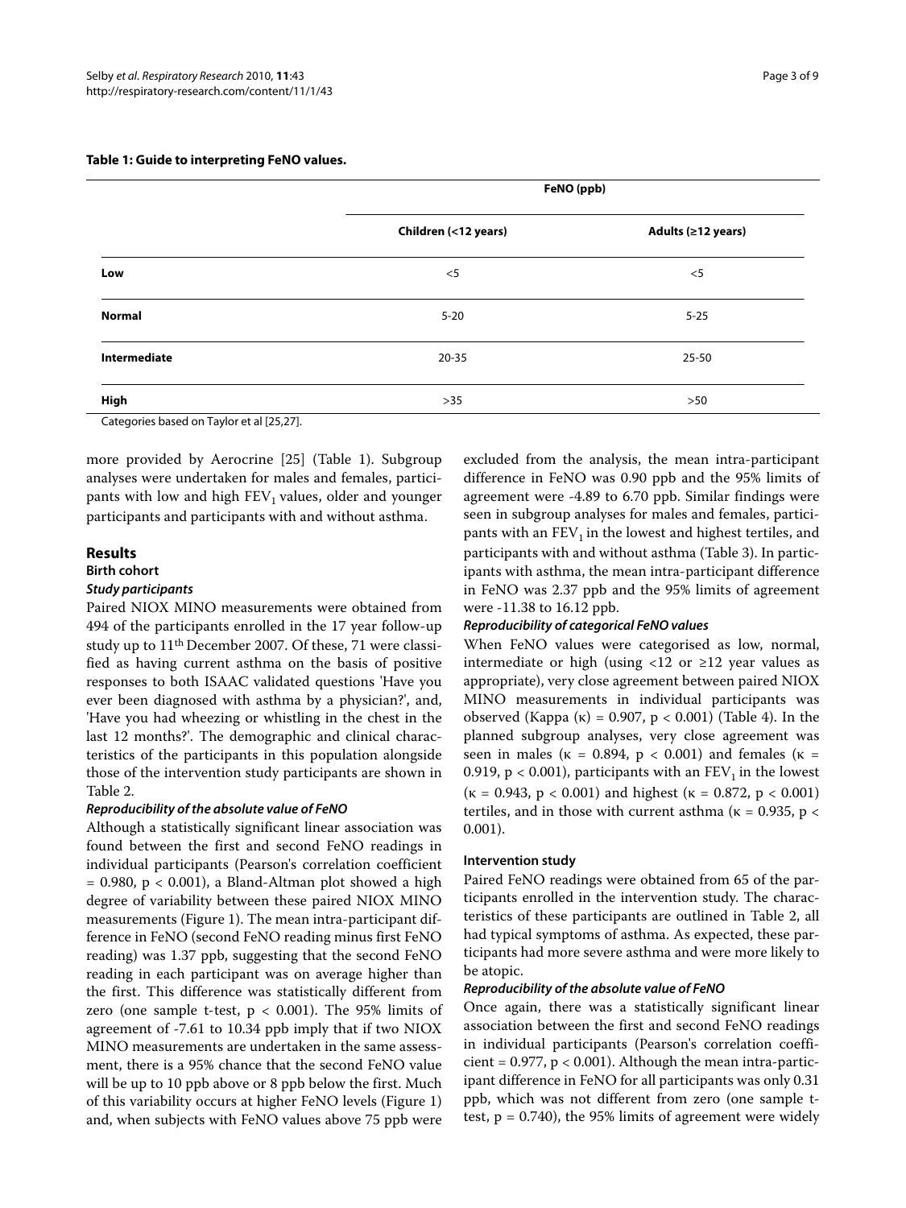**Table 1: Guide to interpreting FeNO values.**

| | FeNO (ppb) | |
|---|---|---|
| | Children (<12 years) | Adults (≥12 years) |
| **Low** | <5 | <5 |
| **Normal** | 5-20 | 5-25 |
| **Intermediate** | 20-35 | 25-50 |
| **High** | >35 | >50 |

Categories based on Taylor et al [25,27].

more provided by Aerocrine [25] (Table 1). Subgroup analyses were undertaken for males and females, participants with low and high $FEV_1$ values, older and younger participants and participants with and without asthma.

## Results

### Birth cohort

#### *Study participants*

Paired NIOX MINO measurements were obtained from 494 of the participants enrolled in the 17 year follow-up study up to 11th December 2007. Of these, 71 were classified as having current asthma on the basis of positive responses to both ISAAC validated questions 'Have you ever been diagnosed with asthma by a physician?', and, 'Have you had wheezing or whistling in the chest in the last 12 months?'. The demographic and clinical characteristics of the participants in this population alongside those of the intervention study participants are shown in Table 2.

#### *Reproducibility of the absolute value of FeNO*

Although a statistically significant linear association was found between the first and second FeNO readings in individual participants (Pearson's correlation coefficient = 0.980, $p < 0.001$), a Bland-Altman plot showed a high degree of variability between these paired NIOX MINO measurements (Figure 1). The mean intra-participant difference in FeNO (second FeNO reading minus first FeNO reading) was 1.37 ppb, suggesting that the second FeNO reading in each participant was on average higher than the first. This difference was statistically different from zero (one sample t-test, $p < 0.001$). The 95% limits of agreement of -7.61 to 10.34 ppb imply that if two NIOX MINO measurements are undertaken in the same assessment, there is a 95% chance that the second FeNO value will be up to 10 ppb above or 8 ppb below the first. Much of this variability occurs at higher FeNO levels (Figure 1) and, when subjects with FeNO values above 75 ppb were excluded from the analysis, the mean intra-participant difference in FeNO was 0.90 ppb and the 95% limits of agreement were -4.89 to 6.70 ppb. Similar findings were seen in subgroup analyses for males and females, participants with an $FEV_1$ in the lowest and highest tertiles, and participants with and without asthma (Table 3). In participants with asthma, the mean intra-participant difference in FeNO was 2.37 ppb and the 95% limits of agreement were -11.38 to 16.12 ppb.

#### *Reproducibility of categorical FeNO values*

When FeNO values were categorised as low, normal, intermediate or high (using <12 or ≥12 year values as appropriate), very close agreement between paired NIOX MINO measurements in individual participants was observed (Kappa ($\kappa$) = 0.907, $p < 0.001$) (Table 4). In the planned subgroup analyses, very close agreement was seen in males ($\kappa$ = 0.894, $p < 0.001$) and females ($\kappa$ = 0.919, $p < 0.001$), participants with an $FEV_1$ in the lowest ($\kappa$ = 0.943, $p < 0.001$) and highest ($\kappa$ = 0.872, $p < 0.001$) tertiles, and in those with current asthma ($\kappa$ = 0.935, $p < 0.001$).

### Intervention study

Paired FeNO readings were obtained from 65 of the participants enrolled in the intervention study. The characteristics of these participants are outlined in Table 2, all had typical symptoms of asthma. As expected, these participants had more severe asthma and were more likely to be atopic.

#### *Reproducibility of the absolute value of FeNO*

Once again, there was a statistically significant linear association between the first and second FeNO readings in individual participants (Pearson's correlation coefficient = 0.977, $p < 0.001$). Although the mean intra-participant difference in FeNO for all participants was only 0.31 ppb, which was not different from zero (one sample t-test, $p = 0.740$), the 95% limits of agreement were widely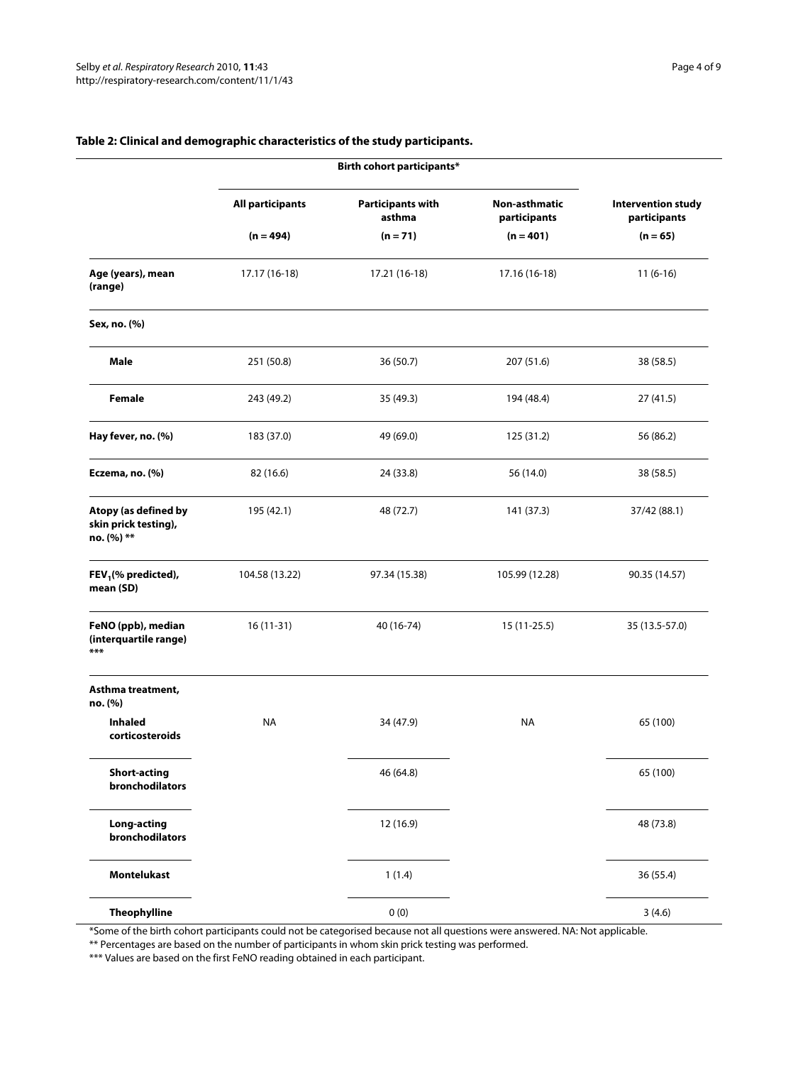**Table 2: Clinical and demographic characteristics of the study participants.**

| | Birth cohort participants* | | | |
|---|---|---|---|---|
| | All participants (n = 494) | Participants with asthma (n = 71) | Non-asthmatic participants (n = 401) | Intervention study participants (n = 65) |
| **Age (years), mean (range)** | 17.17 (16-18) | 17.21 (16-18) | 17.16 (16-18) | 11 (6-16) |
| **Sex, no. (%)** | | | | |
| **Male** | 251 (50.8) | 36 (50.7) | 207 (51.6) | 38 (58.5) |
| **Female** | 243 (49.2) | 35 (49.3) | 194 (48.4) | 27 (41.5) |
| **Hay fever, no. (%)** | 183 (37.0) | 49 (69.0) | 125 (31.2) | 56 (86.2) |
| **Eczema, no. (%)** | 82 (16.6) | 24 (33.8) | 56 (14.0) | 38 (58.5) |
| **Atopy (as defined by skin prick testing), no. (%) \*\*** | 195 (42.1) | 48 (72.7) | 141 (37.3) | 37/42 (88.1) |
| **$FEV_1$(% predicted), mean (SD)** | 104.58 (13.22) | 97.34 (15.38) | 105.99 (12.28) | 90.35 (14.57) |
| **FeNO (ppb), median (interquartile range) \*\*\*** | 16 (11-31) | 40 (16-74) | 15 (11-25.5) | 35 (13.5-57.0) |
| **Asthma treatment, no. (%)** | | | | |
| **Inhaled corticosteroids** | NA | 34 (47.9) | NA | 65 (100) |
| **Short-acting bronchodilators** | | 46 (64.8) | | 65 (100) |
| **Long-acting bronchodilators** | | 12 (16.9) | | 48 (73.8) |
| **Montelukast** | | 1 (1.4) | | 36 (55.4) |
| **Theophylline** | | 0 (0) | | 3 (4.6) |

*Some of the birth cohort participants could not be categorised because not all questions were answered. NA: Not applicable.

** Percentages are based on the number of participants in whom skin prick testing was performed.

*** Values are based on the first FeNO reading obtained in each participant.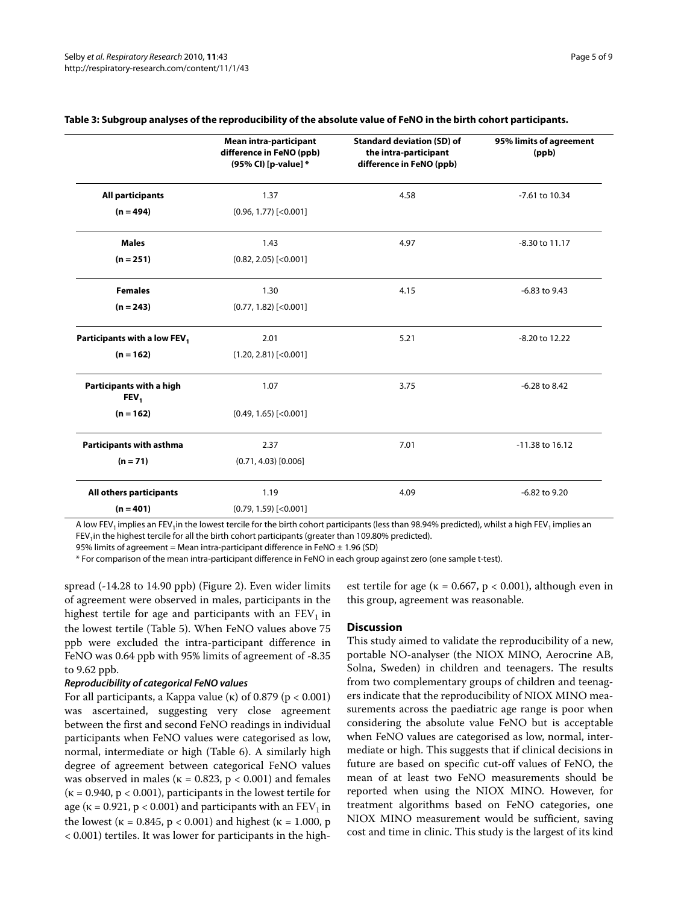**Table 3: Subgroup analyses of the reproducibility of the absolute value of FeNO in the birth cohort participants.**

| | Mean intra-participant difference in FeNO (ppb) (95% CI) [p-value] * | Standard deviation (SD) of the intra-participant difference in FeNO (ppb) | 95% limits of agreement (ppb) |
|---|---|---|---|
| **All participants (n = 494)** | 1.37 (0.96, 1.77) [<0.001] | 4.58 | -7.61 to 10.34 |
| **Males (n = 251)** | 1.43 (0.82, 2.05) [<0.001] | 4.97 | -8.30 to 11.17 |
| **Females (n = 243)** | 1.30 (0.77, 1.82) [<0.001] | 4.15 | -6.83 to 9.43 |
| **Participants with a low $FEV_1$ (n = 162)** | 2.01 (1.20, 2.81) [<0.001] | 5.21 | -8.20 to 12.22 |
| **Participants with a high $FEV_1$ (n = 162)** | 1.07 (0.49, 1.65) [<0.001] | 3.75 | -6.28 to 8.42 |
| **Participants with asthma (n = 71)** | 2.37 (0.71, 4.03) [0.006] | 7.01 | -11.38 to 16.12 |
| **All others participants (n = 401)** | 1.19 (0.79, 1.59) [<0.001] | 4.09 | -6.82 to 9.20 |

A low $FEV_1$ implies an $FEV_1$ in the lowest tercile for the birth cohort participants (less than 98.94% predicted), whilst a high $FEV_1$ implies an $FEV_1$ in the highest tercile for all the birth cohort participants (greater than 109.80% predicted).
95% limits of agreement = Mean intra-participant difference in FeNO ± 1.96 (SD)
* For comparison of the mean intra-participant difference in FeNO in each group against zero (one sample t-test).

spread (-14.28 to 14.90 ppb) (Figure 2). Even wider limits of agreement were observed in males, participants in the highest tertile for age and participants with an $FEV_1$ in the lowest tertile (Table 5). When FeNO values above 75 ppb were excluded the intra-participant difference in FeNO was 0.64 ppb with 95% limits of agreement of -8.35 to 9.62 ppb.

#### *Reproducibility of categorical FeNO values*

For all participants, a Kappa value ($\kappa$) of 0.879 ($p < 0.001$) was ascertained, suggesting very close agreement between the first and second FeNO readings in individual participants when FeNO values were categorised as low, normal, intermediate or high (Table 6). A similarly high degree of agreement between categorical FeNO values was observed in males ($\kappa = 0.823$, $p < 0.001$) and females ($\kappa = 0.940$, $p < 0.001$), participants in the lowest tertile for age ($\kappa = 0.921$, $p < 0.001$) and participants with an $FEV_1$ in the lowest ($\kappa = 0.845$, $p < 0.001$) and highest ($\kappa = 1.000$, $p < 0.001$) tertiles. It was lower for participants in the highest tertile for age ($\kappa = 0.667$, $p < 0.001$), although even in this group, agreement was reasonable.

## Discussion

This study aimed to validate the reproducibility of a new, portable NO-analyser (the NIOX MINO, Aerocrine AB, Solna, Sweden) in children and teenagers. The results from two complementary groups of children and teenagers indicate that the reproducibility of NIOX MINO measurements across the paediatric age range is poor when considering the absolute value FeNO but is acceptable when FeNO values are categorised as low, normal, intermediate or high. This suggests that if clinical decisions in future are based on specific cut-off values of FeNO, the mean of at least two FeNO measurements should be reported when using the NIOX MINO. However, for treatment algorithms based on FeNO categories, one NIOX MINO measurement would be sufficient, saving cost and time in clinic. This study is the largest of its kind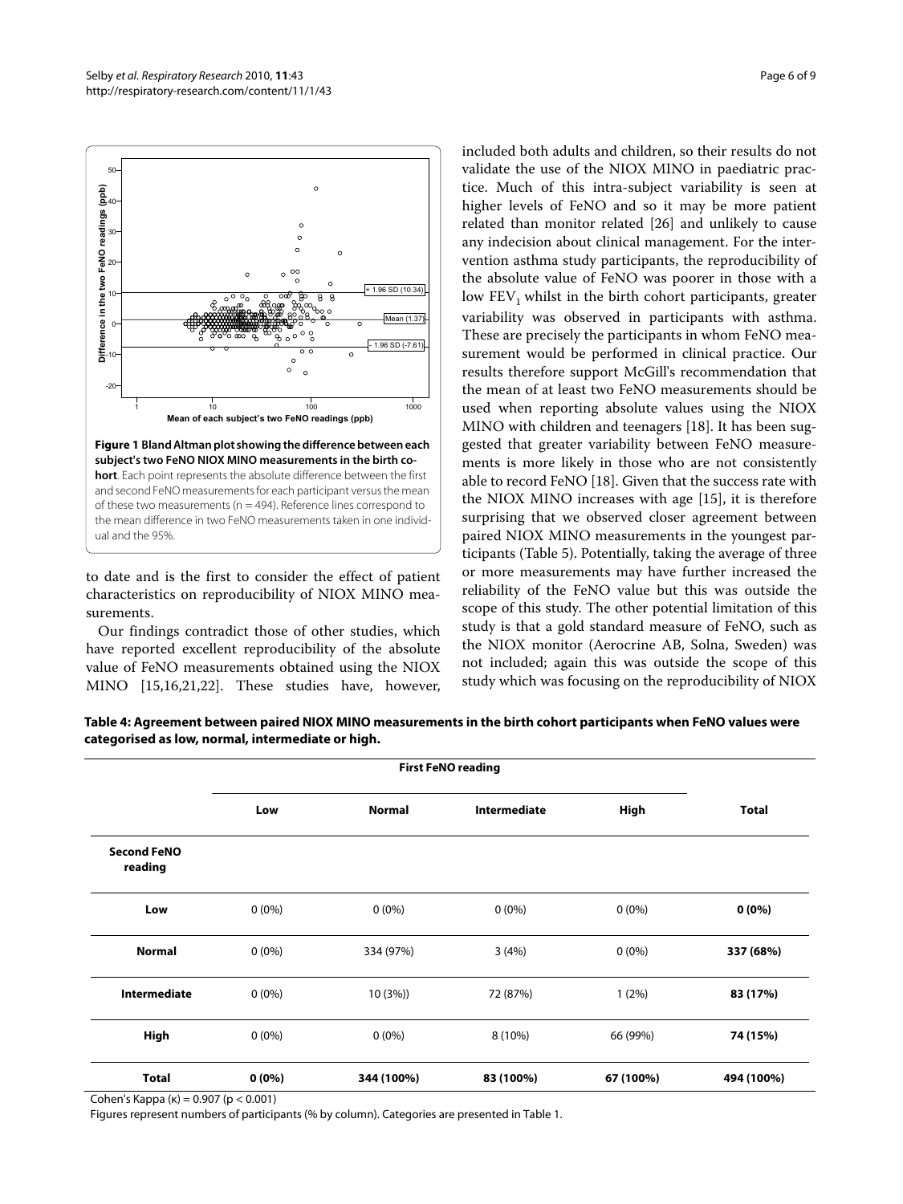**Figure 1 Bland Altman plot showing the difference between each subject's two FeNO NIOX MINO measurements in the birth cohort**. Each point represents the absolute difference between the first and second FeNO measurements for each participant versus the mean of these two measurements (n = 494). Reference lines correspond to the mean difference in two FeNO measurements taken in one individual and the 95%.

to date and is the first to consider the effect of patient characteristics on reproducibility of NIOX MINO measurements.

Our findings contradict those of other studies, which have reported excellent reproducibility of the absolute value of FeNO measurements obtained using the NIOX MINO [15,16,21,22]. These studies have, however, included both adults and children, so their results do not validate the use of the NIOX MINO in paediatric practice. Much of this intra-subject variability is seen at higher levels of FeNO and so it may be more patient related than monitor related [26] and unlikely to cause any indecision about clinical management. For the intervention asthma study participants, the reproducibility of the absolute value of FeNO was poorer in those with a low $FEV_1$ whilst in the birth cohort participants, greater variability was observed in participants with asthma. These are precisely the participants in whom FeNO measurement would be performed in clinical practice. Our results therefore support McGill's recommendation that the mean of at least two FeNO measurements should be used when reporting absolute values using the NIOX MINO with children and teenagers [18]. It has been suggested that greater variability between FeNO measurements is more likely in those who are not consistently able to record FeNO [18]. Given that the success rate with the NIOX MINO increases with age [15], it is therefore surprising that we observed closer agreement between paired NIOX MINO measurements in the youngest participants (Table 5). Potentially, taking the average of three or more measurements may have further increased the reliability of the FeNO value but this was outside the scope of this study. The other potential limitation of this study is that a gold standard measure of FeNO, such as the NIOX monitor (Aerocrine AB, Solna, Sweden) was not included; again this was outside the scope of this study which was focusing on the reproducibility of NIOX

**Table 4: Agreement between paired NIOX MINO measurements in the birth cohort participants when FeNO values were categorised as low, normal, intermediate or high.**

| | First FeNO reading | | | | |
|---|---|---|---|---|---|
| | Low | Normal | Intermediate | High | Total |
| **Second FeNO reading** | | | | | |
| **Low** | 0 (0%) | 0 (0%) | 0 (0%) | 0 (0%) | **0 (0%)** |
| **Normal** | 0 (0%) | 334 (97%) | 3 (4%) | 0 (0%) | **337 (68%)** |
| **Intermediate** | 0 (0%) | 10 (3%)) | 72 (87%) | 1 (2%) | **83 (17%)** |
| **High** | 0 (0%) | 0 (0%) | 8 (10%) | 66 (99%) | **74 (15%)** |
| **Total** | **0 (0%)** | **344 (100%)** | **83 (100%)** | **67 (100%)** | **494 (100%)** |

Cohen's Kappa (κ) = 0.907 ($p < 0.001$)

Figures represent numbers of participants (% by column). Categories are presented in Table 1.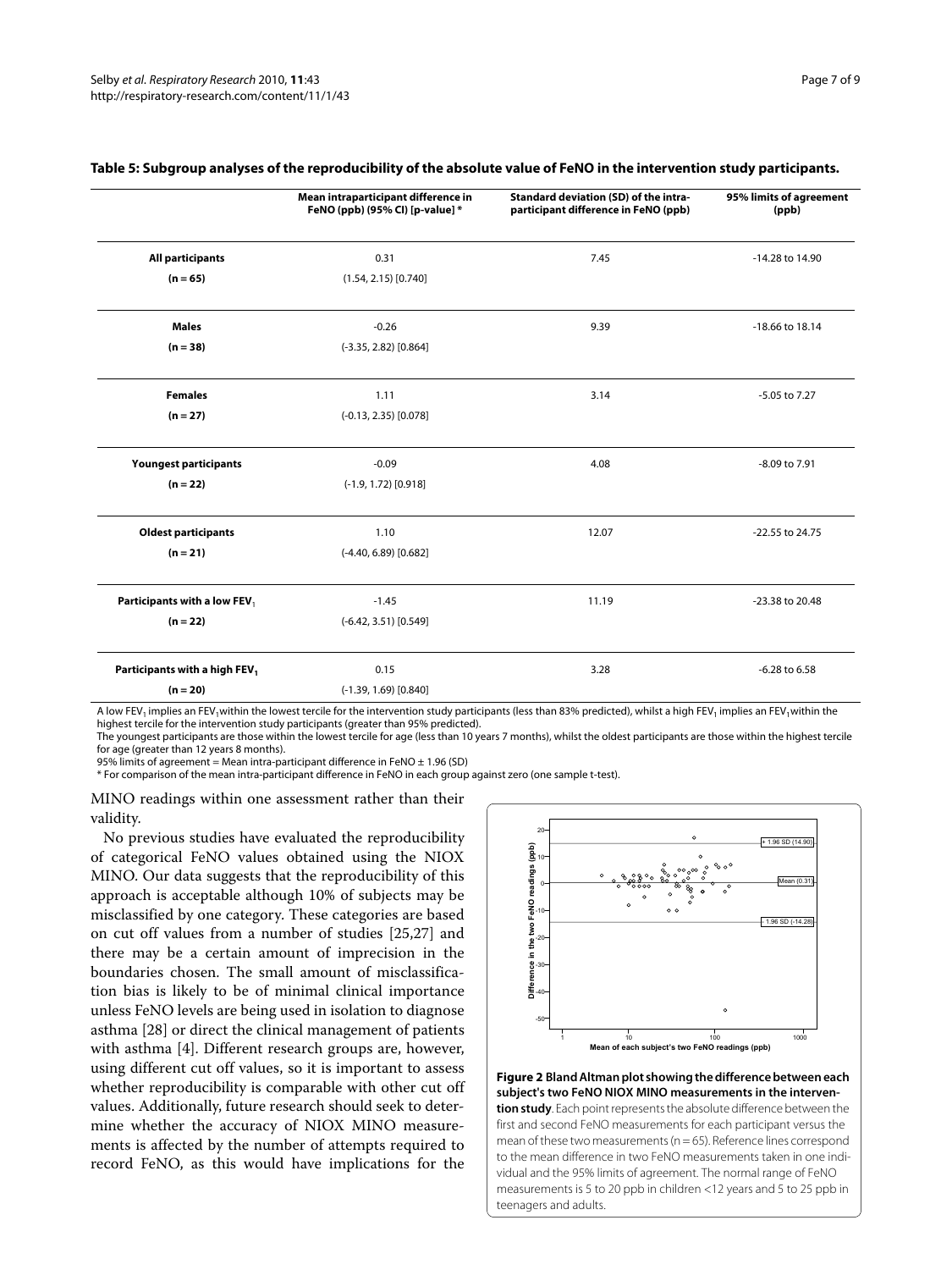**Table 5: Subgroup analyses of the reproducibility of the absolute value of FeNO in the intervention study participants.**

| | Mean intraparticipant difference in FeNO (ppb) (95% CI) [p-value] * | Standard deviation (SD) of the intra-participant difference in FeNO (ppb) | 95% limits of agreement (ppb) |
|---|---|---|---|
| **All participants (n = 65)** | 0.31 (1.54, 2.15) [0.740] | 7.45 | -14.28 to 14.90 |
| **Males (n = 38)** | -0.26 (-3.35, 2.82) [0.864] | 9.39 | -18.66 to 18.14 |
| **Females (n = 27)** | 1.11 (-0.13, 2.35) [0.078] | 3.14 | -5.05 to 7.27 |
| **Youngest participants (n = 22)** | -0.09 (-1.9, 1.72) [0.918] | 4.08 | -8.09 to 7.91 |
| **Oldest participants (n = 21)** | 1.10 (-4.40, 6.89) [0.682] | 12.07 | -22.55 to 24.75 |
| **Participants with a low $FEV_1$ (n = 22)** | -1.45 (-6.42, 3.51) [0.549] | 11.19 | -23.38 to 20.48 |
| **Participants with a high $FEV_1$ (n = 20)** | 0.15 (-1.39, 1.69) [0.840] | 3.28 | -6.28 to 6.58 |

A low $FEV_1$ implies an $FEV_1$ within the lowest tercile for the intervention study participants (less than 83% predicted), whilst a high $FEV_1$ implies an $FEV_1$ within the highest tercile for the intervention study participants (greater than 95% predicted).
The youngest participants are those within the lowest tercile for age (less than 10 years 7 months), whilst the oldest participants are those within the highest tercile for age (greater than 12 years 8 months).
95% limits of agreement = Mean intra-participant difference in FeNO ± 1.96 (SD)
* For comparison of the mean intra-participant difference in FeNO in each group against zero (one sample t-test).

MINO readings within one assessment rather than their validity.

No previous studies have evaluated the reproducibility of categorical FeNO values obtained using the NIOX MINO. Our data suggests that the reproducibility of this approach is acceptable although 10% of subjects may be misclassified by one category. These categories are based on cut off values from a number of studies [25,27] and there may be a certain amount of imprecision in the boundaries chosen. The small amount of misclassification bias is likely to be of minimal clinical importance unless FeNO levels are being used in isolation to diagnose asthma [28] or direct the clinical management of patients with asthma [4]. Different research groups are, however, using different cut off values, so it is important to assess whether reproducibility is comparable with other cut off values. Additionally, future research should seek to determine whether the accuracy of NIOX MINO measurements is affected by the number of attempts required to record FeNO, as this would have implications for the

**Figure 2 Bland Altman plot showing the difference between each subject's two FeNO NIOX MINO measurements in the intervention study**. Each point represents the absolute difference between the first and second FeNO measurements for each participant versus the mean of these two measurements (n = 65). Reference lines correspond to the mean difference in two FeNO measurements taken in one individual and the 95% limits of agreement. The normal range of FeNO measurements is 5 to 20 ppb in children <12 years and 5 to 25 ppb in teenagers and adults.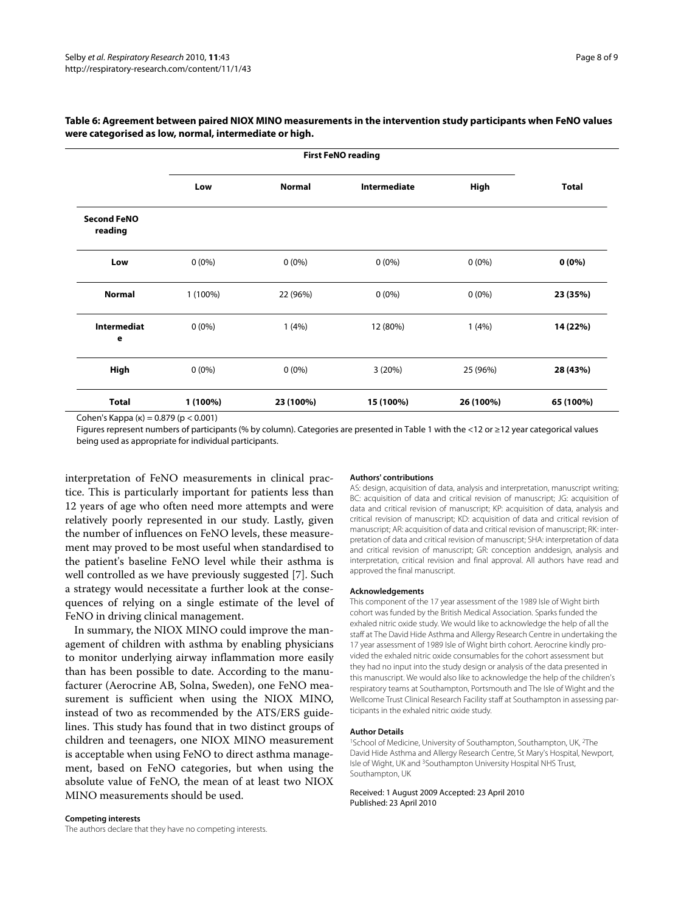**Table 6: Agreement between paired NIOX MINO measurements in the intervention study participants when FeNO values were categorised as low, normal, intermediate or high.**

| | First FeNO reading | | | | |
|---|---|---|---|---|---|
| | **Low** | **Normal** | **Intermediate** | **High** | **Total** |
| **Second FeNO reading** | | | | | |
| **Low** | 0 (0%) | 0 (0%) | 0 (0%) | 0 (0%) | **0 (0%)** |
| **Normal** | 1 (100%) | 22 (96%) | 0 (0%) | 0 (0%) | **23 (35%)** |
| **Intermediate** | 0 (0%) | 1 (4%) | 12 (80%) | 1 (4%) | **14 (22%)** |
| **High** | 0 (0%) | 0 (0%) | 3 (20%) | 25 (96%) | **28 (43%)** |
| **Total** | **1 (100%)** | **23 (100%)** | **15 (100%)** | **26 (100%)** | **65 (100%)** |

Cohen's Kappa ($\kappa$) = 0.879 ($p < 0.001$)

Figures represent numbers of participants (% by column). Categories are presented in Table 1 with the <12 or ≥12 year categorical values being used as appropriate for individual participants.

interpretation of FeNO measurements in clinical practice. This is particularly important for patients less than 12 years of age who often need more attempts and were relatively poorly represented in our study. Lastly, given the number of influences on FeNO levels, these measurement may proved to be most useful when standardised to the patient's baseline FeNO level while their asthma is well controlled as we have previously suggested [7]. Such a strategy would necessitate a further look at the consequences of relying on a single estimate of the level of FeNO in driving clinical management.

In summary, the NIOX MINO could improve the management of children with asthma by enabling physicians to monitor underlying airway inflammation more easily than has been possible to date. According to the manufacturer (Aerocrine AB, Solna, Sweden), one FeNO measurement is sufficient when using the NIOX MINO, instead of two as recommended by the ATS/ERS guidelines. This study has found that in two distinct groups of children and teenagers, one NIOX MINO measurement is acceptable when using FeNO to direct asthma management, based on FeNO categories, but when using the absolute value of FeNO, the mean of at least two NIOX MINO measurements should be used.

#### Competing interests

The authors declare that they have no competing interests.

#### Authors' contributions

AS: design, acquisition of data, analysis and interpretation, manuscript writing; BC: acquisition of data and critical revision of manuscript; JG: acquisition of data and critical revision of manuscript; KP: acquisition of data, analysis and critical revision of manuscript; KD: acquisition of data and critical revision of manuscript; AR: acquisition of data and critical revision of manuscript; RK: interpretation of data and critical revision of manuscript; SHA: interpretation of data and critical revision of manuscript; GR: conception anddesign, analysis and interpretation, critical revision and final approval. All authors have read and approved the final manuscript.

#### Acknowledgements

This component of the 17 year assessment of the 1989 Isle of Wight birth cohort was funded by the British Medical Association. Sparks funded the exhaled nitric oxide study. We would like to acknowledge the help of all the staff at The David Hide Asthma and Allergy Research Centre in undertaking the 17 year assessment of 1989 Isle of Wight birth cohort. Aerocrine kindly provided the exhaled nitric oxide consumables for the cohort assessment but they had no input into the study design or analysis of the data presented in this manuscript. We would also like to acknowledge the help of the children's respiratory teams at Southampton, Portsmouth and The Isle of Wight and the Wellcome Trust Clinical Research Facility staff at Southampton in assessing participants in the exhaled nitric oxide study.

#### Author Details

[1]School of Medicine, University of Southampton, Southampton, UK, [2]The David Hide Asthma and Allergy Research Centre, St Mary's Hospital, Newport, Isle of Wight, UK and [3]Southampton University Hospital NHS Trust, Southampton, UK

Received: 1 August 2009 Accepted: 23 April 2010
Published: 23 April 2010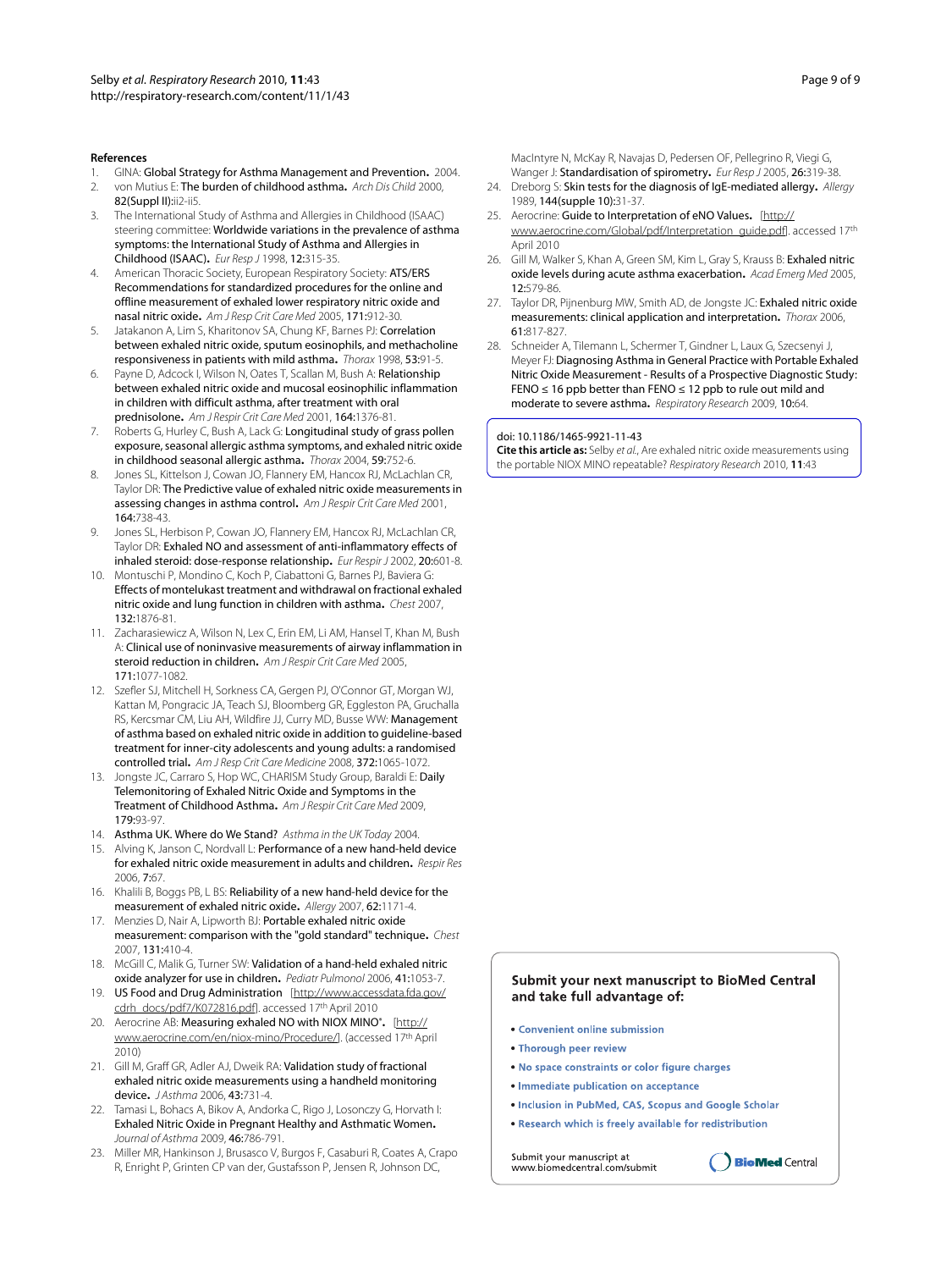## References

1. GINA: **Global Strategy for Asthma Management and Prevention.** 2004.
2. von Mutius E: **The burden of childhood asthma.** *Arch Dis Child* 2000, **82(Suppl II)**:ii2-ii5.
3. The International Study of Asthma and Allergies in Childhood (ISAAC) steering committee: **Worldwide variations in the prevalence of asthma symptoms: the International Study of Asthma and Allergies in Childhood (ISAAC).** *Eur Resp J* 1998, **12**:315-35.
4. American Thoracic Society, European Respiratory Society: **ATS/ERS Recommendations for standardized procedures for the online and offline measurement of exhaled lower respiratory nitric oxide and nasal nitric oxide.** *Am J Resp Crit Care Med* 2005, **171**:912-30.
5. Jatakanon A, Lim S, Kharitonov SA, Chung KF, Barnes PJ: **Correlation between exhaled nitric oxide, sputum eosinophils, and methacholine responsiveness in patients with mild asthma.** *Thorax* 1998, **53**:91-5.
6. Payne D, Adcock I, Wilson N, Oates T, Scallan M, Bush A: **Relationship between exhaled nitric oxide and mucosal eosinophilic inflammation in children with difficult asthma, after treatment with oral prednisolone.** *Am J Respir Crit Care Med* 2001, **164**:1376-81.
7. Roberts G, Hurley C, Bush A, Lack G: **Longitudinal study of grass pollen exposure, seasonal allergic asthma symptoms, and exhaled nitric oxide in childhood seasonal allergic asthma.** *Thorax* 2004, **59**:752-6.
8. Jones SL, Kittelson J, Cowan JO, Flannery EM, Hancox RJ, McLachlan CR, Taylor DR: **The Predictive value of exhaled nitric oxide measurements in assessing changes in asthma control.** *Am J Respir Crit Care Med* 2001, **164**:738-43.
9. Jones SL, Herbison P, Cowan JO, Flannery EM, Hancox RJ, McLachlan CR, Taylor DR: **Exhaled NO and assessment of anti-inflammatory effects of inhaled steroid: dose-response relationship.** *Eur Respir J* 2002, **20**:601-8.
10. Montuschi P, Mondino C, Koch P, Ciabattoni G, Barnes PJ, Baviera G: **Effects of montelukast treatment and withdrawal on fractional exhaled nitric oxide and lung function in children with asthma.** *Chest* 2007, **132**:1876-81.
11. Zacharasiewicz A, Wilson N, Lex C, Erin EM, Li AM, Hansel T, Khan M, Bush A: **Clinical use of noninvasive measurements of airway inflammation in steroid reduction in children.** *Am J Respir Crit Care Med* 2005, **171**:1077-1082.
12. Szefler SJ, Mitchell H, Sorkness CA, Gergen PJ, O'Connor GT, Morgan WJ, Kattan M, Pongracic JA, Teach SJ, Bloomberg GR, Eggleston PA, Gruchalla RS, Kercsmar CM, Liu AH, Wildfire JJ, Curry MD, Busse WW: **Management of asthma based on exhaled nitric oxide in addition to guideline-based treatment for inner-city adolescents and young adults: a randomised controlled trial.** *Am J Resp Crit Care Medicine* 2008, **372**:1065-1072.
13. Jongste JC, Carraro S, Hop WC, CHARISM Study Group, Baraldi E: **Daily Telemonitoring of Exhaled Nitric Oxide and Symptoms in the Treatment of Childhood Asthma.** *Am J Respir Crit Care Med* 2009, **179**:93-97.
14. **Asthma UK. Where do We Stand?** *Asthma in the UK Today* 2004.
15. Alving K, Janson C, Nordvall L: **Performance of a new hand-held device for exhaled nitric oxide measurement in adults and children.** *Respir Res* 2006, **7**:67.
16. Khalili B, Boggs PB, L BS: **Reliability of a new hand-held device for the measurement of exhaled nitric oxide.** *Allergy* 2007, **62**:1171-4.
17. Menzies D, Nair A, Lipworth BJ: **Portable exhaled nitric oxide measurement: comparison with the "gold standard" technique.** *Chest* 2007, **131**:410-4.
18. McGill C, Malik G, Turner SW: **Validation of a hand-held exhaled nitric oxide analyzer for use in children.** *Pediatr Pulmonol* 2006, **41**:1053-7.
19. US Food and Drug Administration [http://www.accessdata.fda.gov/cdrh_docs/pdf7/K072816.pdf]. accessed 17th April 2010
20. Aerocrine AB: **Measuring exhaled NO with NIOX MINO®.** [http://www.aerocrine.com/en/niox-mino/Procedure/]. (accessed 17th April 2010)
21. Gill M, Graff GR, Adler AJ, Dweik RA: **Validation study of fractional exhaled nitric oxide measurements using a handheld monitoring device.** *J Asthma* 2006, **43**:731-4.
22. Tamasi L, Bohacs A, Bikov A, Andorka C, Rigo J, Losonczy G, Horvath I: **Exhaled Nitric Oxide in Pregnant Healthy and Asthmatic Women.** *Journal of Asthma* 2009, **46**:786-791.
23. Miller MR, Hankinson J, Brusasco V, Burgos F, Casaburi R, Coates A, Crapo R, Enright P, Grinten CP van der, Gustafsson P, Jensen R, Johnson DC, MacIntyre N, McKay R, Navajas D, Pedersen OF, Pellegrino R, Viegi G, Wanger J: **Standardisation of spirometry.** *Eur Resp J* 2005, **26**:319-38.
24. Dreborg S: **Skin tests for the diagnosis of IgE-mediated allergy.** *Allergy* 1989, **144(supple 10)**:31-37.
25. Aerocrine: **Guide to Interpretation of eNO Values.** [http://www.aerocrine.com/Global/pdf/Interpretation_guide.pdf]. accessed 17th April 2010
26. Gill M, Walker S, Khan A, Green SM, Kim L, Gray S, Krauss B: **Exhaled nitric oxide levels during acute asthma exacerbation.** *Acad Emerg Med* 2005, **12**:579-86.
27. Taylor DR, Pijnenburg MW, Smith AD, de Jongste JC: **Exhaled nitric oxide measurements: clinical application and interpretation.** *Thorax* 2006, **61**:817-827.
28. Schneider A, Tilemann L, Schermer T, Gindner L, Laux G, Szecsenyi J, Meyer FJ: **Diagnosing Asthma in General Practice with Portable Exhaled Nitric Oxide Measurement - Results of a Prospective Diagnostic Study: FENO ≤ 16 ppb better than FENO ≤ 12 ppb to rule out mild and moderate to severe asthma.** *Respiratory Research* 2009, **10**:64.

doi: 10.1186/1465-9921-11-43

**Cite this article as:** Selby *et al.*, Are exhaled nitric oxide measurements using the portable NIOX MINO repeatable? *Respiratory Research* 2010, **11**:43

**Submit your next manuscript to BioMed Central and take full advantage of:**

- Convenient online submission
- Thorough peer review
- No space constraints or color figure charges
- Immediate publication on acceptance
- Inclusion in PubMed, CAS, Scopus and Google Scholar
- Research which is freely available for redistribution

Submit your manuscript at www.biomedcentral.com/submit